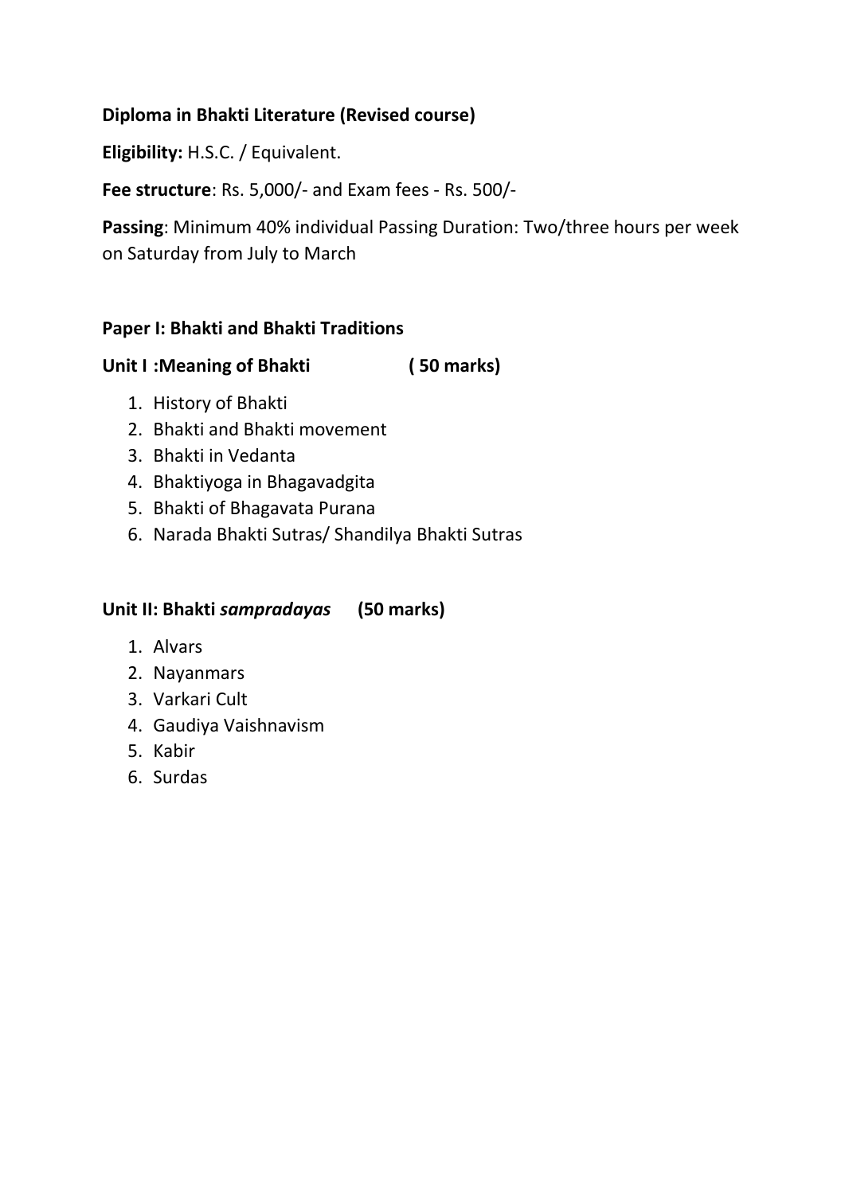**Diploma in Bhakti Literature (Revised course)**

**Eligibility:** H.S.C. / Equivalent.

**Fee structure**: Rs. 5,000/- and Exam fees - Rs. 500/-

**Passing**: Minimum 40% individual Passing Duration: Two/three hours per week on Saturday from July to March

**Paper I: Bhakti and Bhakti Traditions**

**Unit I :Meaning of Bhakti ( 50 marks)**

1. History of Bhakti
2. Bhakti and Bhakti movement
3. Bhakti in Vedanta
4. Bhaktiyoga in Bhagavadgita
5. Bhakti of Bhagavata Purana
6. Narada Bhakti Sutras/ Shandilya Bhakti Sutras

**Unit II: Bhakti *sampradayas* (50 marks)**

1. Alvars
2. Nayanmars
3. Varkari Cult
4. Gaudiya Vaishnavism
5. Kabir
6. Surdas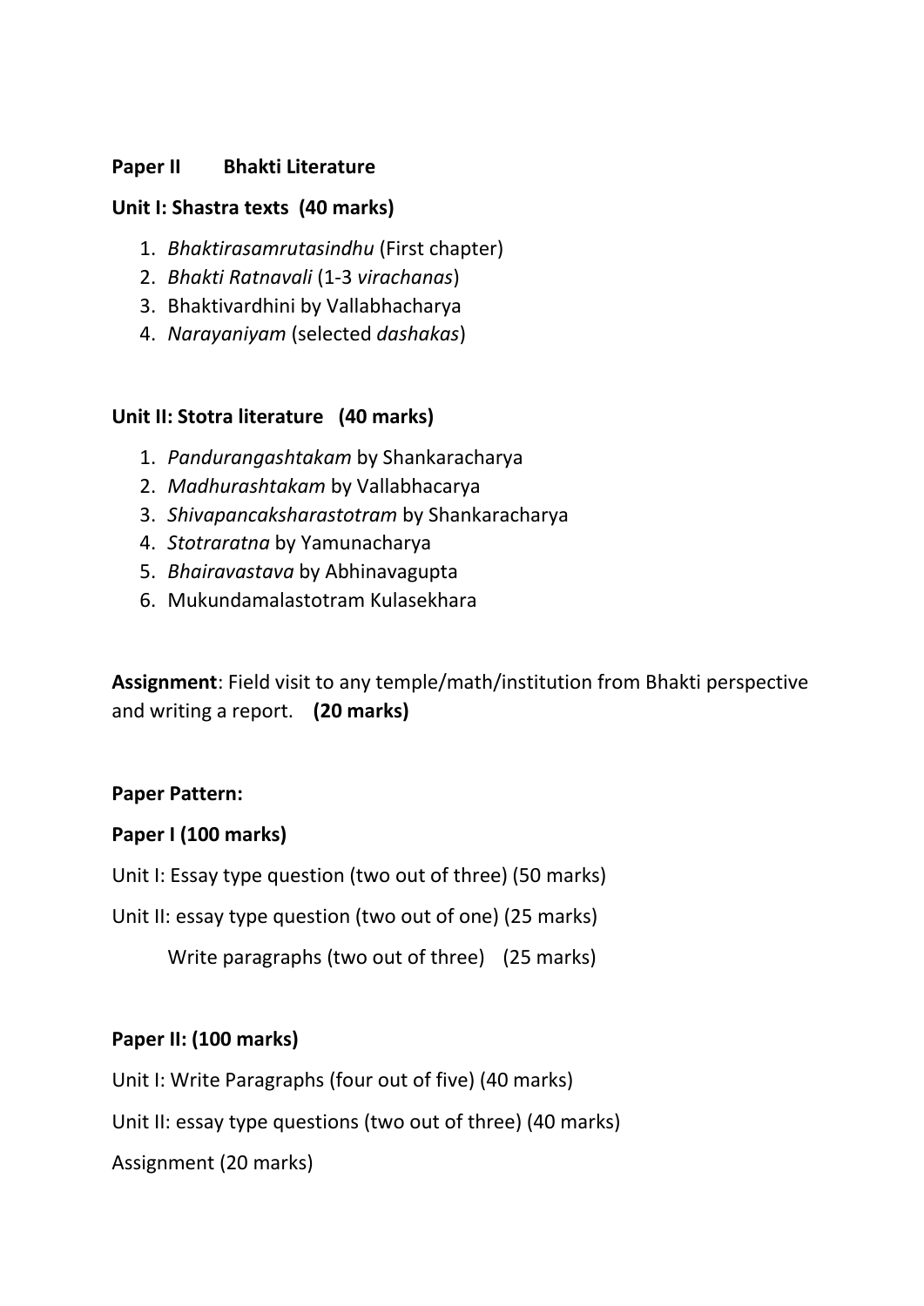**Paper II Bhakti Literature**

**Unit I: Shastra texts (40 marks)**

1. *Bhaktirasamrutasindhu* (First chapter)
2. *Bhakti Ratnavali* (1-3 *virachanas*)
3. Bhaktivardhini by Vallabhacharya
4. *Narayaniyam* (selected *dashakas*)

**Unit II: Stotra literature (40 marks)**

1. *Pandurangashtakam* by Shankaracharya
2. *Madhurashtakam* by Vallabhacarya
3. *Shivapancaksharastotram* by Shankaracharya
4. *Stotraratna* by Yamunacharya
5. *Bhairavastava* by Abhinavagupta
6. Mukundamalastotram Kulasekhara

**Assignment**: Field visit to any temple/math/institution from Bhakti perspective and writing a report. **(20 marks)**

**Paper Pattern:**

**Paper I (100 marks)**

Unit I: Essay type question (two out of three) (50 marks)

Unit II: essay type question (two out of one) (25 marks)

Write paragraphs (two out of three) (25 marks)

**Paper II: (100 marks)**

Unit I: Write Paragraphs (four out of five) (40 marks)

Unit II: essay type questions (two out of three) (40 marks)

Assignment (20 marks)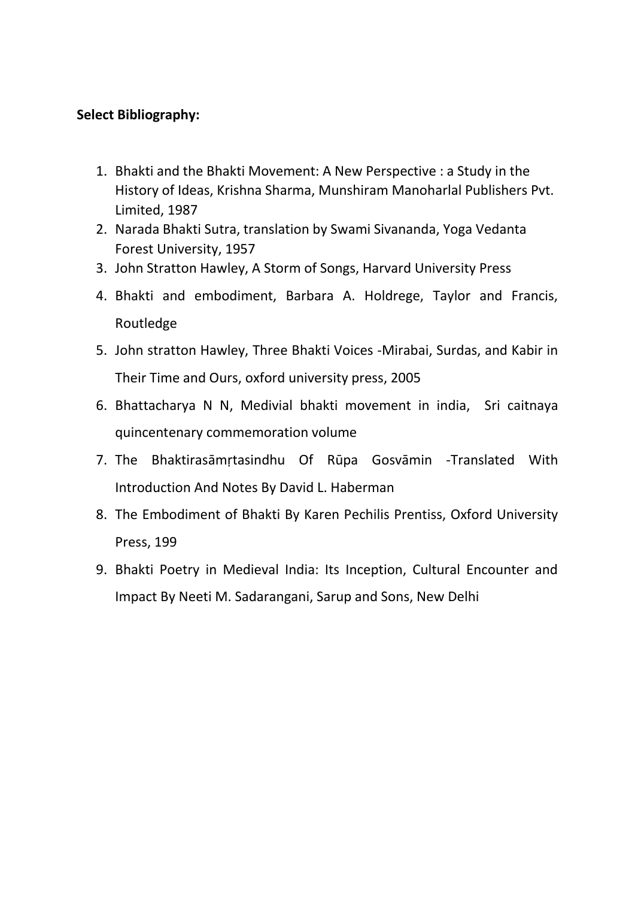**Select Bibliography:**

1. Bhakti and the Bhakti Movement: A New Perspective : a Study in the History of Ideas, Krishna Sharma, Munshiram Manoharlal Publishers Pvt. Limited, 1987
2. Narada Bhakti Sutra, translation by Swami Sivananda, Yoga Vedanta Forest University, 1957
3. John Stratton Hawley, A Storm of Songs, Harvard University Press
4. Bhakti and embodiment, Barbara A. Holdrege, Taylor and Francis, Routledge
5. John stratton Hawley, Three Bhakti Voices -Mirabai, Surdas, and Kabir in Their Time and Ours, oxford university press, 2005
6. Bhattacharya N N, Medivial bhakti movement in india, Sri caitnaya quincentenary commemoration volume
7. The Bhaktirasāmṛtasindhu Of Rūpa Gosvāmin -Translated With Introduction And Notes By David L. Haberman
8. The Embodiment of Bhakti By Karen Pechilis Prentiss, Oxford University Press, 199
9. Bhakti Poetry in Medieval India: Its Inception, Cultural Encounter and Impact By Neeti M. Sadarangani, Sarup and Sons, New Delhi